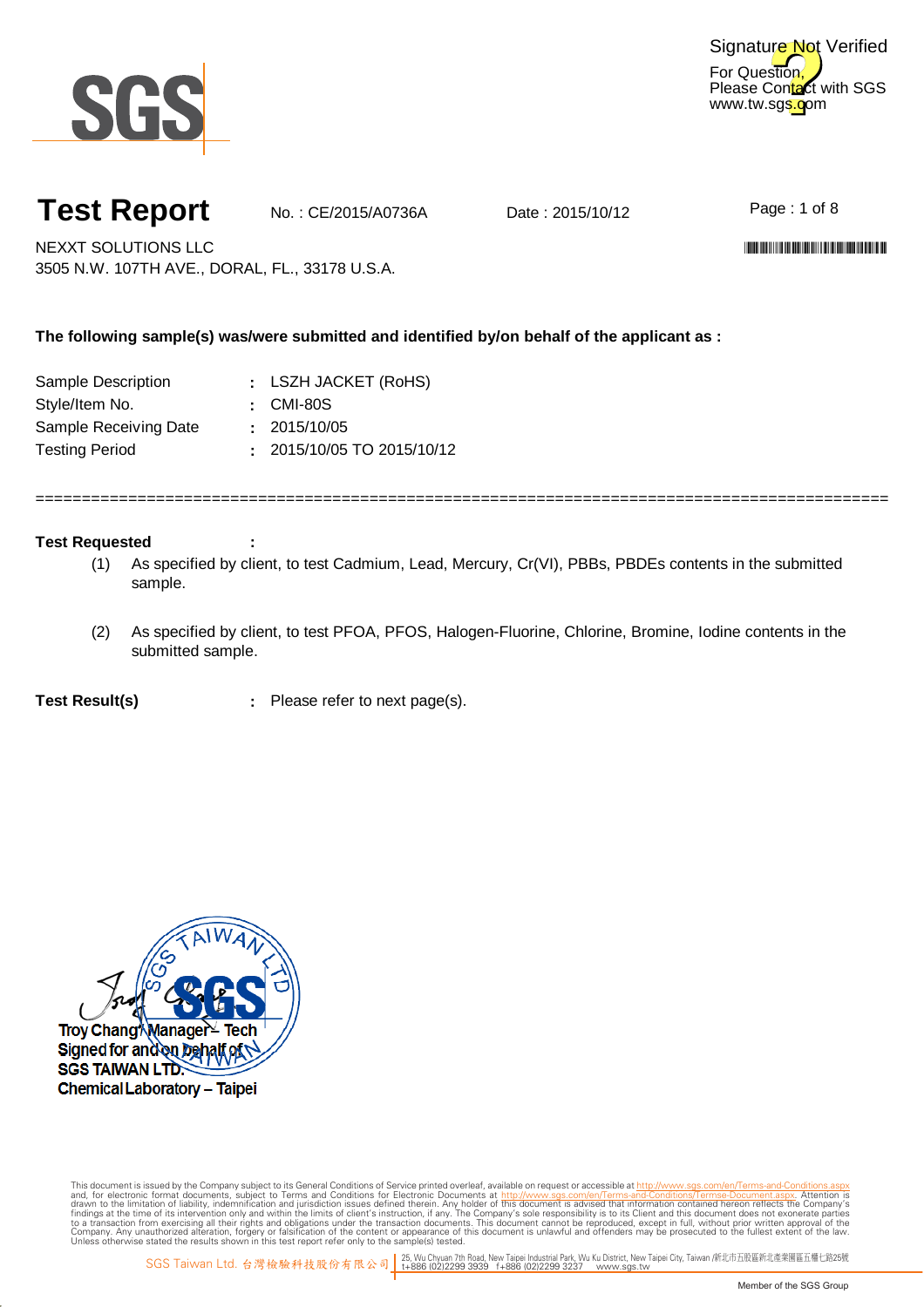SGS

Signature Not Verified
For Question,
Please Contact with SGS
www.tw.sgs.com

# Test Report

No. : CE/2015/A0736A    Date : 2015/10/12

NEXXT SOLUTIONS LLC
3505 N.W. 107TH AVE., DORAL, FL., 33178 U.S.A.

**The following sample(s) was/were submitted and identified by/on behalf of the applicant as :**

| | | |
|---|---|---|
| Sample Description | : | LSZH JACKET (RoHS) |
| Style/Item No. | : | CMI-80S |
| Sample Receiving Date | : | 2015/10/05 |
| Testing Period | : | 2015/10/05 TO 2015/10/12 |

==========================================================================================

**Test Requested** :

(1) As specified by client, to test Cadmium, Lead, Mercury, Cr(VI), PBBs, PBDEs contents in the submitted sample.

(2) As specified by client, to test PFOA, PFOS, Halogen-Fluorine, Chlorine, Bromine, Iodine contents in the submitted sample.

**Test Result(s)** : Please refer to next page(s).

Troy Chang / Manager – Tech
Signed for and on behalf of
SGS TAIWAN LTD.
Chemical Laboratory – Taipei

This document is issued by the Company subject to its General Conditions of Service printed overleaf, available on request or accessible at http://www.sgs.com/en/Terms-and-Conditions.aspx and, for electronic format documents, subject to Terms and Conditions for Electronic Documents at http://www.sgs.com/en/Terms-and-Conditions/Termse-Document.aspx. Attention is drawn to the limitation of liability, indemnification and jurisdiction issues defined therein. Any holder of this document is advised that information contained hereon reflects the Company's findings at the time of its intervention only and within the limits of client's instruction, if any. The Company's sole responsibility is to its Client and this document does not exonerate parties to a transaction from exercising all their rights and obligations under the transaction documents. This document cannot be reproduced, except in full, without prior written approval of the Company. Any unauthorized alteration, forgery or falsification of the content or appearance of this document is unlawful and offenders may be prosecuted to the fullest extent of the law. Unless otherwise stated the results shown in this test report refer only to the sample(s) tested.

SGS Taiwan Ltd. 台灣檢驗科技股份有限公司 | 25, Wu Chyuan 7th Road, New Taipei Industrial Park, Wu Ku District, New Taipei City, Taiwan /新北市五股區新北產業園區五權七路25號 t+886 (02)2299 3939 f+886 (02)2299 3237 www.sgs.tw

Member of the SGS Group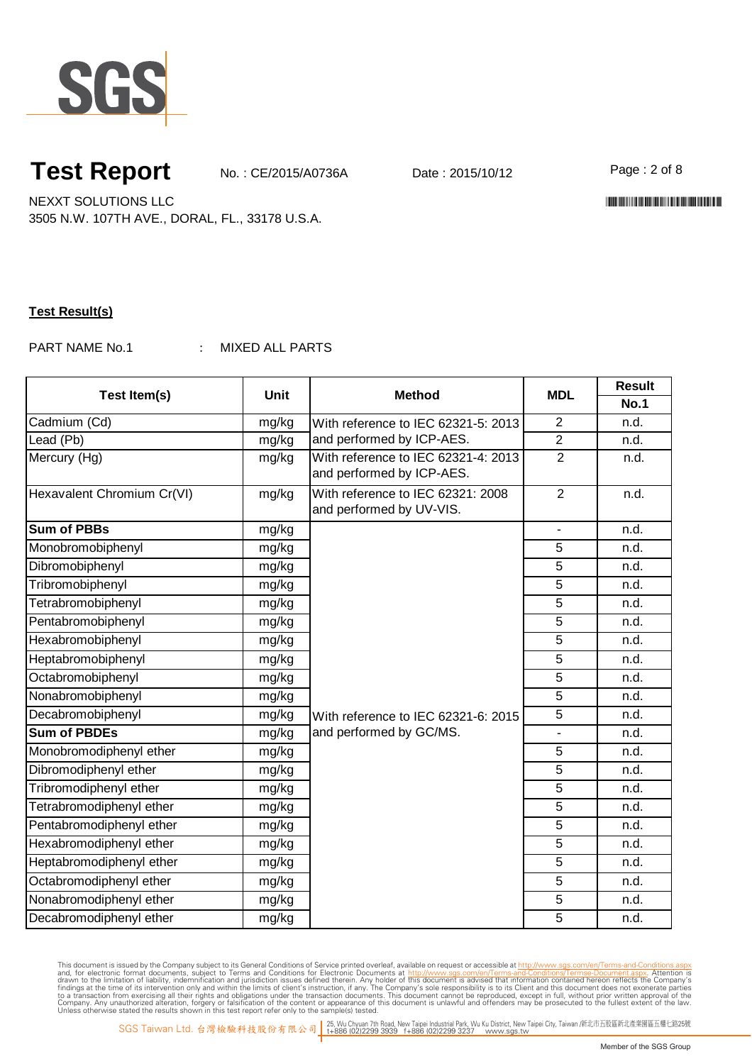# Test Report

No. : CE/2015/A0736A Date : 2015/10/12

NEXXT SOLUTIONS LLC
3505 N.W. 107TH AVE., DORAL, FL., 33178 U.S.A.

**Test Result(s)**

PART NAME No.1 : MIXED ALL PARTS

| Test Item(s) | Unit | Method | MDL | Result |
|---|---|---|---|---|
| | | | | No.1 |
| Cadmium (Cd) | mg/kg | With reference to IEC 62321-5: 2013 and performed by ICP-AES. | 2 | n.d. |
| Lead (Pb) | mg/kg | | 2 | n.d. |
| Mercury (Hg) | mg/kg | With reference to IEC 62321-4: 2013 and performed by ICP-AES. | 2 | n.d. |
| Hexavalent Chromium Cr(VI) | mg/kg | With reference to IEC 62321: 2008 and performed by UV-VIS. | 2 | n.d. |
| **Sum of PBBs** | mg/kg | With reference to IEC 62321-6: 2015 and performed by GC/MS. | - | n.d. |
| Monobromobiphenyl | mg/kg | | 5 | n.d. |
| Dibromobiphenyl | mg/kg | | 5 | n.d. |
| Tribromobiphenyl | mg/kg | | 5 | n.d. |
| Tetrabromobiphenyl | mg/kg | | 5 | n.d. |
| Pentabromobiphenyl | mg/kg | | 5 | n.d. |
| Hexabromobiphenyl | mg/kg | | 5 | n.d. |
| Heptabromobiphenyl | mg/kg | | 5 | n.d. |
| Octabromobiphenyl | mg/kg | | 5 | n.d. |
| Nonabromobiphenyl | mg/kg | | 5 | n.d. |
| Decabromobiphenyl | mg/kg | | 5 | n.d. |
| **Sum of PBDEs** | mg/kg | | - | n.d. |
| Monobromodiphenyl ether | mg/kg | | 5 | n.d. |
| Dibromodiphenyl ether | mg/kg | | 5 | n.d. |
| Tribromodiphenyl ether | mg/kg | | 5 | n.d. |
| Tetrabromodiphenyl ether | mg/kg | | 5 | n.d. |
| Pentabromodiphenyl ether | mg/kg | | 5 | n.d. |
| Hexabromodiphenyl ether | mg/kg | | 5 | n.d. |
| Heptabromodiphenyl ether | mg/kg | | 5 | n.d. |
| Octabromodiphenyl ether | mg/kg | | 5 | n.d. |
| Nonabromodiphenyl ether | mg/kg | | 5 | n.d. |
| Decabromodiphenyl ether | mg/kg | | 5 | n.d. |

This document is issued by the Company subject to its General Conditions of Service printed overleaf, available on request or accessible at http://www.sgs.com/en/Terms-and-Conditions.aspx and, for electronic format documents, subject to Terms and Conditions for Electronic Documents at http://www.sgs.com/en/Terms-and-Conditions/Termse-Document.aspx. Attention is drawn to the limitation of liability, indemnification and jurisdiction issues defined therein. Any holder of this document is advised that information contained hereon reflects the Company's findings at the time of its intervention only and within the limits of client's instruction, if any. The Company's sole responsibility is to its Client and this document does not exonerate parties to a transaction from exercising all their rights and obligations under the transaction documents. This document cannot be reproduced, except in full, without prior written approval of the Company. Any unauthorized alteration, forgery or falsification of the content or appearance of this document is unlawful and offenders may be prosecuted to the fullest extent of the law. Unless otherwise stated the results shown in this test report refer only to the sample(s) tested.

SGS Taiwan Ltd. 台灣檢驗科技股份有限公司 | 25, Wu Chyuan 7th Road, New Taipei Industrial Park, Wu Ku District, New Taipei City, Taiwan /新北市五股區新北產業園區五權七路25號 t+886 (02)2299 3939 f+886 (02)2299 3237 www.sgs.tw

Member of the SGS Group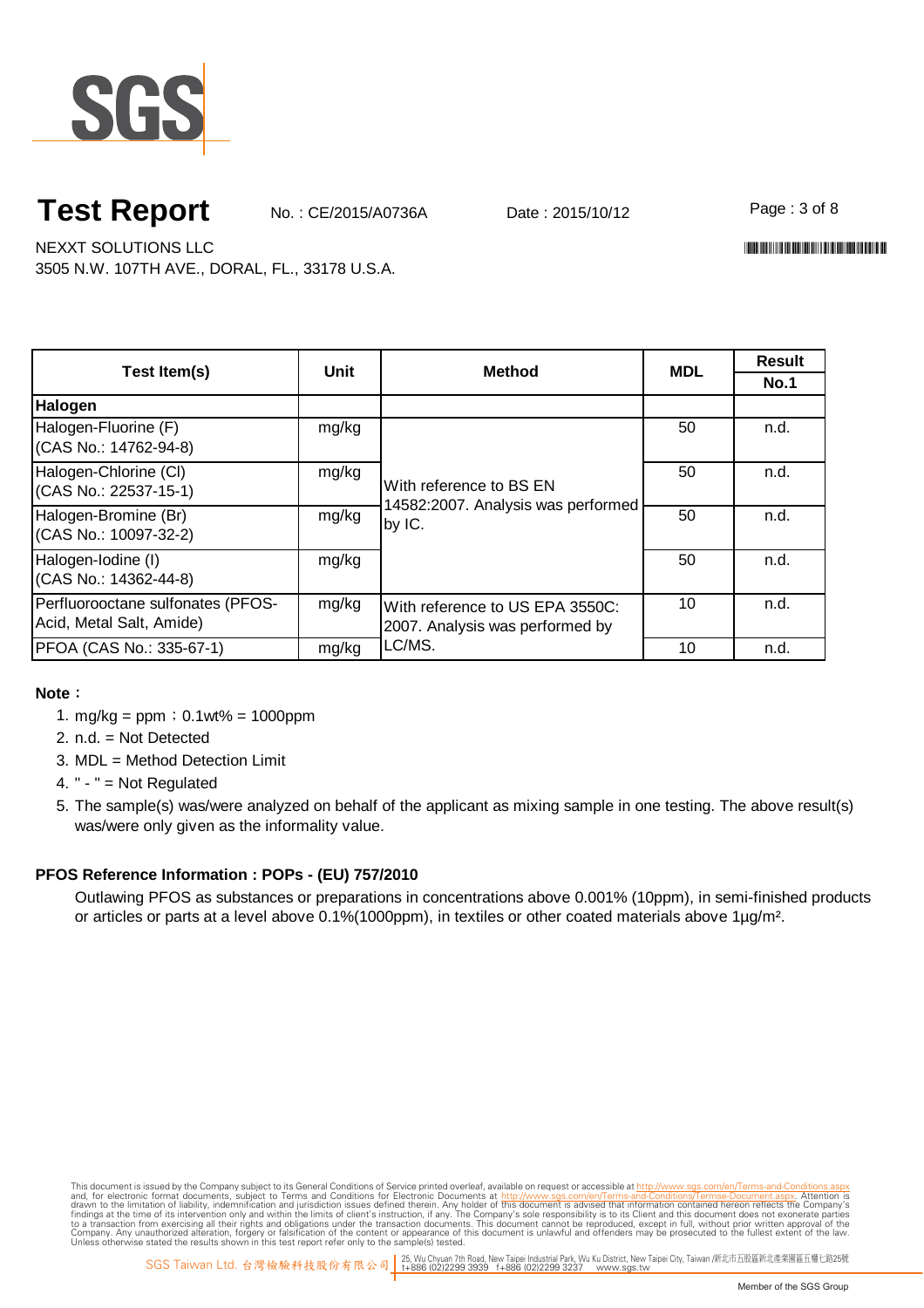# Test Report

No. : CE/2015/A0736A Date : 2015/10/12

NEXXT SOLUTIONS LLC
3505 N.W. 107TH AVE., DORAL, FL., 33178 U.S.A.

| Test Item(s) | Unit | Method | MDL | Result |
|---|---|---|---|---|
| | | | | No.1 |
| **Halogen** | | | | |
| Halogen-Fluorine (F) (CAS No.: 14762-94-8) | mg/kg | With reference to BS EN 14582:2007. Analysis was performed by IC. | 50 | n.d. |
| Halogen-Chlorine (Cl) (CAS No.: 22537-15-1) | mg/kg | | 50 | n.d. |
| Halogen-Bromine (Br) (CAS No.: 10097-32-2) | mg/kg | | 50 | n.d. |
| Halogen-Iodine (I) (CAS No.: 14362-44-8) | mg/kg | | 50 | n.d. |
| Perfluorooctane sulfonates (PFOS-Acid, Metal Salt, Amide) | mg/kg | With reference to US EPA 3550C: 2007. Analysis was performed by LC/MS. | 10 | n.d. |
| PFOA (CAS No.: 335-67-1) | mg/kg | | 10 | n.d. |

**Note：**

1. mg/kg = ppm；0.1wt% = 1000ppm
2. n.d. = Not Detected
3. MDL = Method Detection Limit
4. " - " = Not Regulated
5. The sample(s) was/were analyzed on behalf of the applicant as mixing sample in one testing. The above result(s) was/were only given as the informality value.

**PFOS Reference Information : POPs - (EU) 757/2010**

Outlawing PFOS as substances or preparations in concentrations above 0.001% (10ppm), in semi-finished products or articles or parts at a level above 0.1%(1000ppm), in textiles or other coated materials above 1µg/m².

This document is issued by the Company subject to its General Conditions of Service printed overleaf, available on request or accessible at http://www.sgs.com/en/Terms-and-Conditions.aspx and, for electronic format documents, subject to Terms and Conditions for Electronic Documents at http://www.sgs.com/en/Terms-and-Conditions/Termse-Document.aspx. Attention is drawn to the limitation of liability, indemnification and jurisdiction issues defined therein. Any holder of this document is advised that information contained hereon reflects the Company's findings at the time of its intervention only and within the limits of client's instruction, if any. The Company's sole responsibility is to its Client and this document does not exonerate parties to a transaction from exercising all their rights and obligations under the transaction documents. This document cannot be reproduced, except in full, without prior written approval of the Company. Any unauthorized alteration, forgery or falsification of the content or appearance of this document is unlawful and offenders may be prosecuted to the fullest extent of the law. Unless otherwise stated the results shown in this test report refer only to the sample(s) tested.

SGS Taiwan Ltd. 台灣檢驗科技股份有限公司 | 25, Wu Chyuan 7th Road, New Taipei Industrial Park, Wu Ku District, New Taipei City, Taiwan /新北市五股區新北產業園區五權七路25號 t+886 (02)2299 3939 f+886 (02)2299 3237 www.sgs.tw

Member of the SGS Group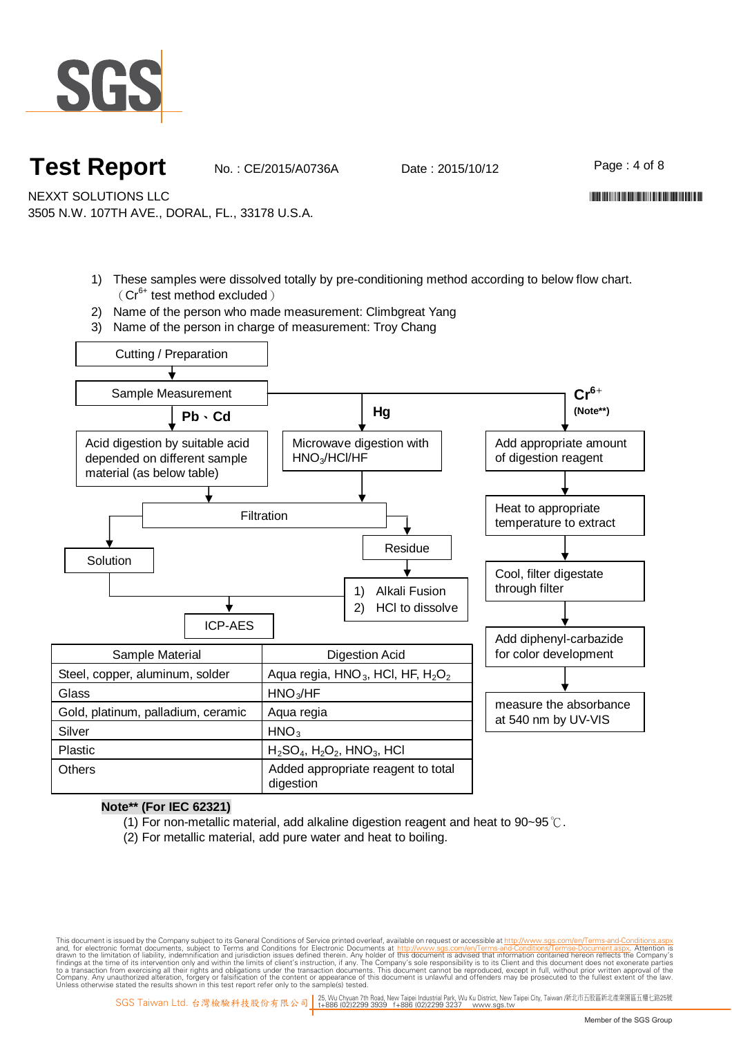# Test Report

No. : CE/2015/A0736A    Date : 2015/10/12

NEXXT SOLUTIONS LLC

3505 N.W. 107TH AVE., DORAL, FL., 33178 U.S.A.

1) These samples were dissolved totally by pre-conditioning method according to below flow chart. （$Cr^{6+}$ test method excluded）
2) Name of the person who made measurement: Climbgreat Yang
3) Name of the person in charge of measurement: Troy Chang

Cutting / Preparation → Sample Measurement

- **Pb、Cd** → Acid digestion by suitable acid depended on different sample material (as below table) → Filtration → Solution → ICP-AES
- **Hg** → Microwave digestion with $HNO_3$/HCl/HF → Filtration → Residue → 1) Alkali Fusion 2) HCl to dissolve → ICP-AES
- **$Cr^{6+}$ (Note\*\*)** → Add appropriate amount of digestion reagent → Heat to appropriate temperature to extract → Cool, filter digestate through filter → Add diphenyl-carbazide for color development → measure the absorbance at 540 nm by UV-VIS

| Sample Material | Digestion Acid |
|---|---|
| Steel, copper, aluminum, solder | Aqua regia, $HNO_3$, HCl, HF, $H_2O_2$ |
| Glass | $HNO_3$/HF |
| Gold, platinum, palladium, ceramic | Aqua regia |
| Silver | $HNO_3$ |
| Plastic | $H_2SO_4$, $H_2O_2$, $HNO_3$, HCl |
| Others | Added appropriate reagent to total digestion |

**Note\*\* (For IEC 62321)**

(1) For non-metallic material, add alkaline digestion reagent and heat to 90~95℃.

(2) For metallic material, add pure water and heat to boiling.

This document is issued by the Company subject to its General Conditions of Service printed overleaf, available on request or accessible at http://www.sgs.com/en/Terms-and-Conditions.aspx and, for electronic format documents, subject to Terms and Conditions for Electronic Documents at http://www.sgs.com/en/Terms-and-Conditions/Termse-Document.aspx. Attention is drawn to the limitation of liability, indemnification and jurisdiction issues defined therein. Any holder of this document is advised that information contained hereon reflects the Company's findings at the time of its intervention only and within the limits of client's instruction, if any. The Company's sole responsibility is to its Client and this document does not exonerate parties to a transaction from exercising all their rights and obligations under the transaction documents. This document cannot be reproduced, except in full, without prior written approval of the Company. Any unauthorized alteration, forgery or falsification of the content or appearance of this document is unlawful and offenders may be prosecuted to the fullest extent of the law. Unless otherwise stated the results shown in this test report refer only to the sample(s) tested.

SGS Taiwan Ltd. 台灣檢驗科技股份有限公司 | 25, Wu Chyuan 7th Road, New Taipei Industrial Park, Wu Ku District, New Taipei City, Taiwan /新北市五股區新北產業園區五權七路25號 t+886 (02)2299 3939 f+886 (02)2299 3237 www.sgs.tw

Member of the SGS Group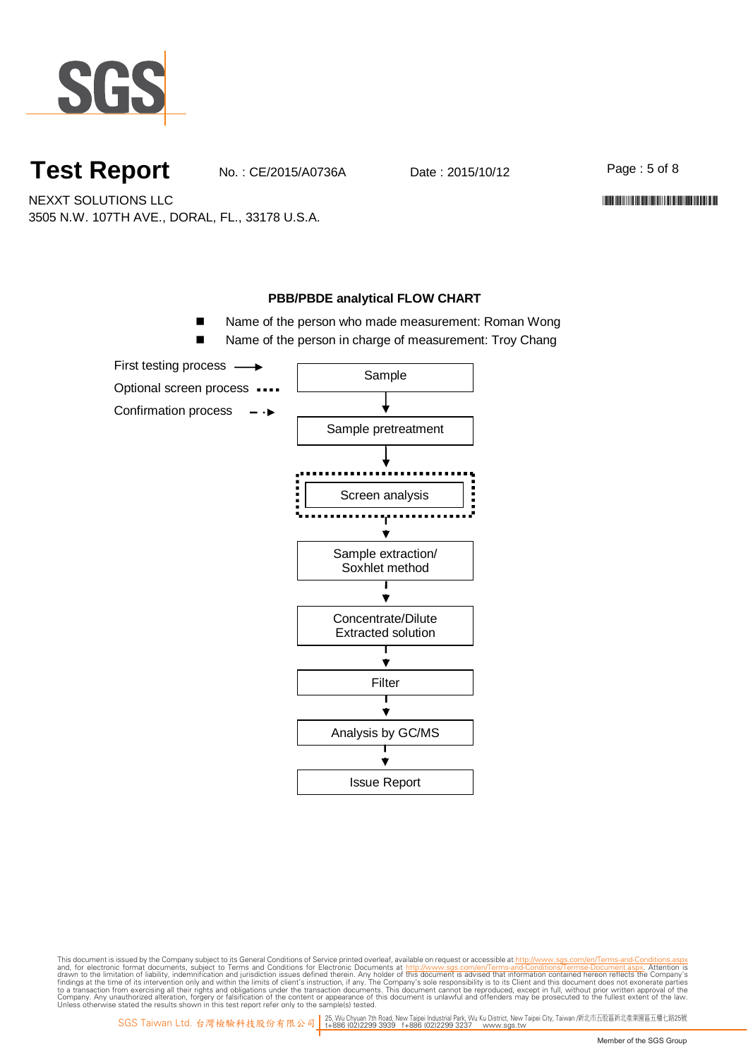# Test Report

No. : CE/2015/A0736A Date : 2015/10/12

NEXXT SOLUTIONS LLC
3505 N.W. 107TH AVE., DORAL, FL., 33178 U.S.A.

**PBB/PBDE analytical FLOW CHART**

- Name of the person who made measurement: Roman Wong
- Name of the person in charge of measurement: Troy Chang

First testing process →
Optional screen process ····
Confirmation process - ·→

Sample
↓
Sample pretreatment
↓
Screen analysis
↓
Sample extraction/ Soxhlet method
↓
Concentrate/Dilute Extracted solution
↓
Filter
↓
Analysis by GC/MS
↓
Issue Report

This document is issued by the Company subject to its General Conditions of Service printed overleaf, available on request or accessible at http://www.sgs.com/en/Terms-and-Conditions.aspx and, for electronic format documents, subject to Terms and Conditions for Electronic Documents at http://www.sgs.com/en/Terms-and-Conditions/Termse-Document.aspx. Attention is drawn to the limitation of liability, indemnification and jurisdiction issues defined therein. Any holder of this document is advised that information contained hereon reflects the Company's findings at the time of its intervention only and within the limits of client's instruction, if any. The Company's sole responsibility is to its Client and this document does not exonerate parties to a transaction from exercising all their rights and obligations under the transaction documents. This document cannot be reproduced, except in full, without prior written approval of the Company. Any unauthorized alteration, forgery or falsification of the content or appearance of this document is unlawful and offenders may be prosecuted to the fullest extent of the law. Unless otherwise stated the results shown in this test report refer only to the sample(s) tested.

SGS Taiwan Ltd. 台灣檢驗科技股份有限公司 | 25, Wu Chyuan 7th Road, New Taipei Industrial Park, Wu Ku District, New Taipei City, Taiwan /新北市五股區新北產業園區五權七路25號 t+886 (02)2299 3939 f+886 (02)2299 3237 www.sgs.tw

Member of the SGS Group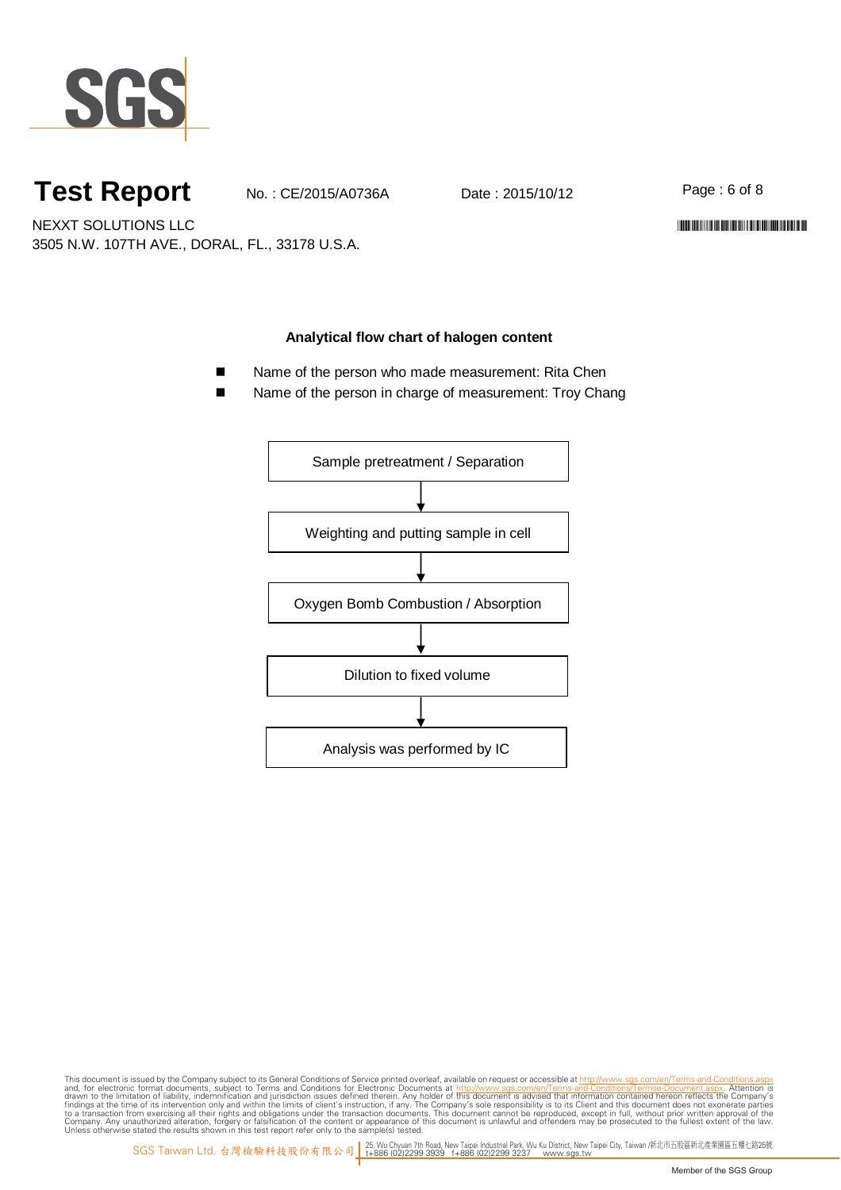# Test Report

No. : CE/2015/A0736A    Date : 2015/10/12

NEXXT SOLUTIONS LLC
3505 N.W. 107TH AVE., DORAL, FL., 33178 U.S.A.

**Analytical flow chart of halogen content**

- Name of the person who made measurement: Rita Chen
- Name of the person in charge of measurement: Troy Chang

Sample pretreatment / Separation

↓

Weighting and putting sample in cell

↓

Oxygen Bomb Combustion / Absorption

↓

Dilution to fixed volume

↓

Analysis was performed by IC

This document is issued by the Company subject to its General Conditions of Service printed overleaf, available on request or accessible at http://www.sgs.com/en/Terms-and-Conditions.aspx and, for electronic format documents, subject to Terms and Conditions for Electronic Documents at http://www.sgs.com/en/Terms-and-Conditions/Termse-Document.aspx. Attention is drawn to the limitation of liability, indemnification and jurisdiction issues defined therein. Any holder of this document is advised that information contained hereon reflects the Company's findings at the time of its intervention only and within the limits of client's instruction, if any. The Company's sole responsibility is to its Client and this document does not exonerate parties to a transaction from exercising all their rights and obligations under the transaction documents. This document cannot be reproduced, except in full, without prior written approval of the Company. Any unauthorized alteration, forgery or falsification of the content or appearance of this document is unlawful and offenders may be prosecuted to the fullest extent of the law. Unless otherwise stated the results shown in this test report refer only to the sample(s) tested.

SGS Taiwan Ltd. 台灣檢驗科技股份有限公司 | 25, Wu Chyuan 7th Road, New Taipei Industrial Park, Wu Ku District, New Taipei City, Taiwan /新北市五股區新北產業園區五權七路25號 t+886 (02)2299 3939 f+886 (02)2299 3237 www.sgs.tw

Member of the SGS Group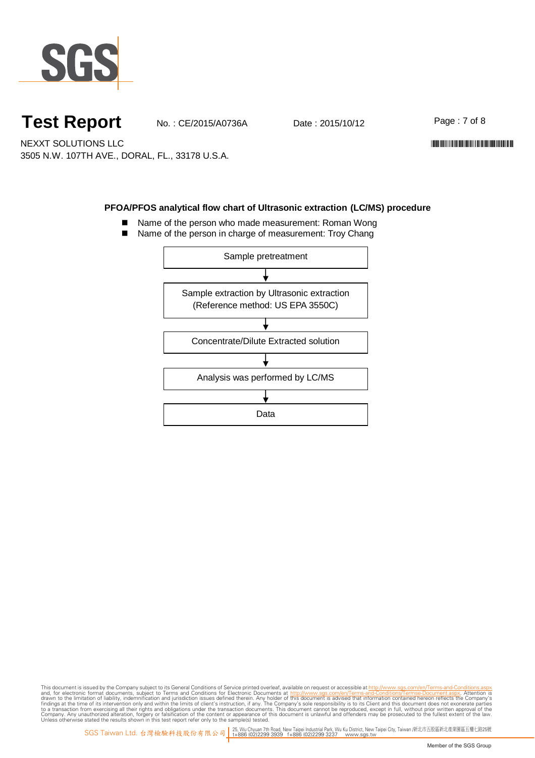# Test Report

No. : CE/2015/A0736A Date : 2015/10/12

NEXXT SOLUTIONS LLC
3505 N.W. 107TH AVE., DORAL, FL., 33178 U.S.A.

**PFOA/PFOS analytical flow chart of Ultrasonic extraction (LC/MS) procedure**

- Name of the person who made measurement: Roman Wong
- Name of the person in charge of measurement: Troy Chang

Sample pretreatment
↓
Sample extraction by Ultrasonic extraction (Reference method: US EPA 3550C)
↓
Concentrate/Dilute Extracted solution
↓
Analysis was performed by LC/MS
↓
Data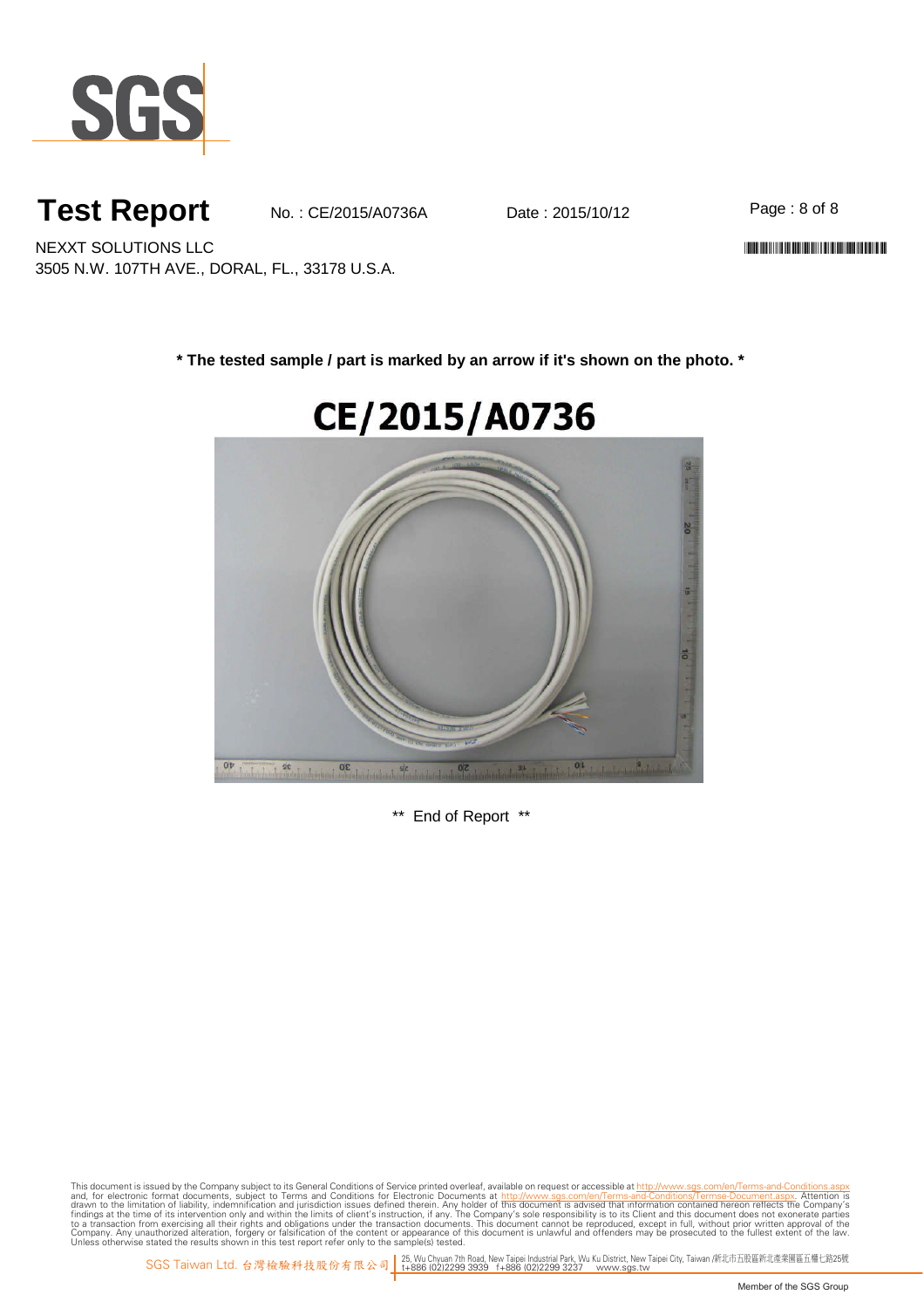# Test Report

No. : CE/2015/A0736A Date : 2015/10/12

NEXXT SOLUTIONS LLC
3505 N.W. 107TH AVE., DORAL, FL., 33178 U.S.A.

**\* The tested sample / part is marked by an arrow if it's shown on the photo. \***

CE/2015/A0736

\*\* End of Report \*\*

This document is issued by the Company subject to its General Conditions of Service printed overleaf, available on request or accessible at http://www.sgs.com/en/Terms-and-Conditions.aspx and, for electronic format documents, subject to Terms and Conditions for Electronic Documents at http://www.sgs.com/en/Terms-and-Conditions/Termse-Document.aspx. Attention is drawn to the limitation of liability, indemnification and jurisdiction issues defined therein. Any holder of this document is advised that information contained hereon reflects the Company's findings at the time of its intervention only and within the limits of client's instruction, if any. The Company's sole responsibility is to its Client and this document does not exonerate parties to a transaction from exercising all their rights and obligations under the transaction documents. This document cannot be reproduced, except in full, without prior written approval of the Company. Any unauthorized alteration, forgery or falsification of the content or appearance of this document is unlawful and offenders may be prosecuted to the fullest extent of the law. Unless otherwise stated the results shown in this test report refer only to the sample(s) tested.

SGS Taiwan Ltd. 台灣檢驗科技股份有限公司 | 25, Wu Chyuan 7th Road, New Taipei Industrial Park, Wu Ku District, New Taipei City, Taiwan /新北市五股區新北產業園區五權七路25號 t+886 (02)2299 3939 f+886 (02)2299 3237 www.sgs.tw

Member of the SGS Group